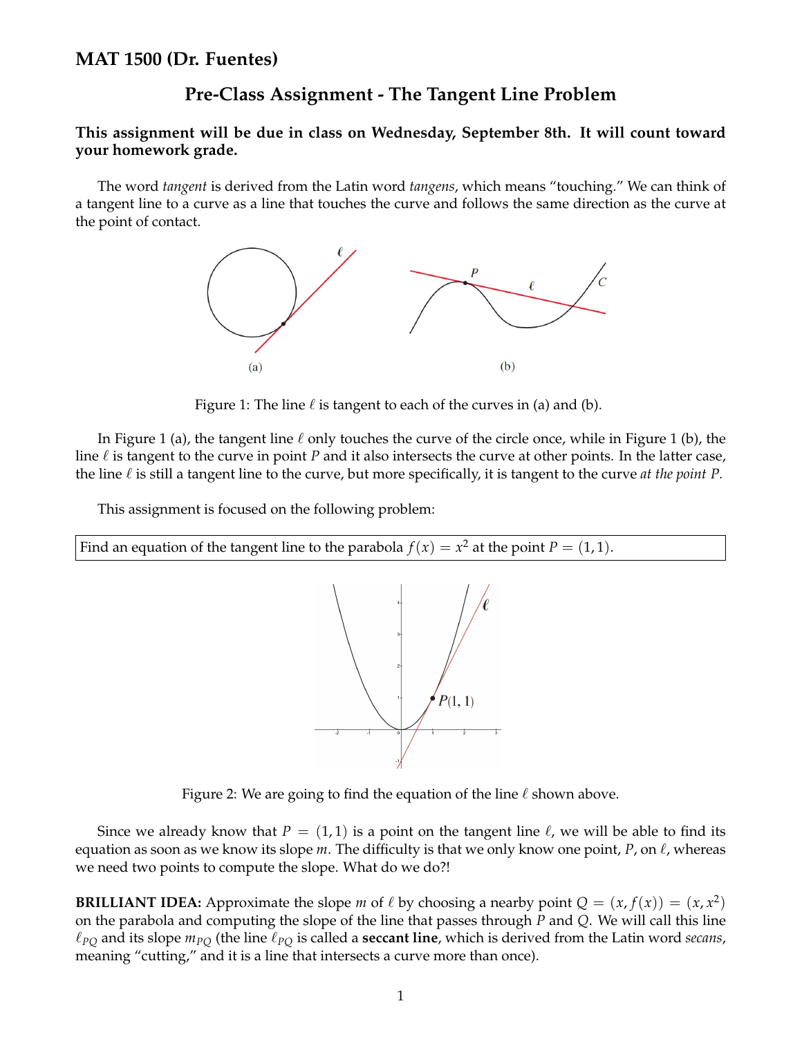# MAT 1500 (Dr. Fuentes)

## Pre-Class Assignment - The Tangent Line Problem

**This assignment will be due in class on Wednesday, September 8th. It will count toward your homework grade.**

The word *tangent* is derived from the Latin word *tangens*, which means "touching." We can think of a tangent line to a curve as a line that touches the curve and follows the same direction as the curve at the point of contact.

Figure 1: The line $\ell$ is tangent to each of the curves in (a) and (b).

In Figure 1 (a), the tangent line $\ell$ only touches the curve of the circle once, while in Figure 1 (b), the line $\ell$ is tangent to the curve in point $P$ and it also intersects the curve at other points. In the latter case, the line $\ell$ is still a tangent line to the curve, but more specifically, it is tangent to the curve *at the point P*.

This assignment is focused on the following problem:

| Find an equation of the tangent line to the parabola $f(x) = x^2$ at the point $P = (1, 1)$. |
| --- |

Figure 2: We are going to find the equation of the line $\ell$ shown above.

Since we already know that $P = (1, 1)$ is a point on the tangent line $\ell$, we will be able to find its equation as soon as we know its slope $m$. The difficulty is that we only know one point, $P$, on $\ell$, whereas we need two points to compute the slope. What do we do?!

**BRILLIANT IDEA:** Approximate the slope $m$ of $\ell$ by choosing a nearby point $Q = (x, f(x)) = (x, x^2)$ on the parabola and computing the slope of the line that passes through $P$ and $Q$. We will call this line $\ell_{PQ}$ and its slope $m_{PQ}$ (the line $\ell_{PQ}$ is called a **secant line**, which is derived from the Latin word *secans*, meaning "cutting," and it is a line that intersects a curve more than once).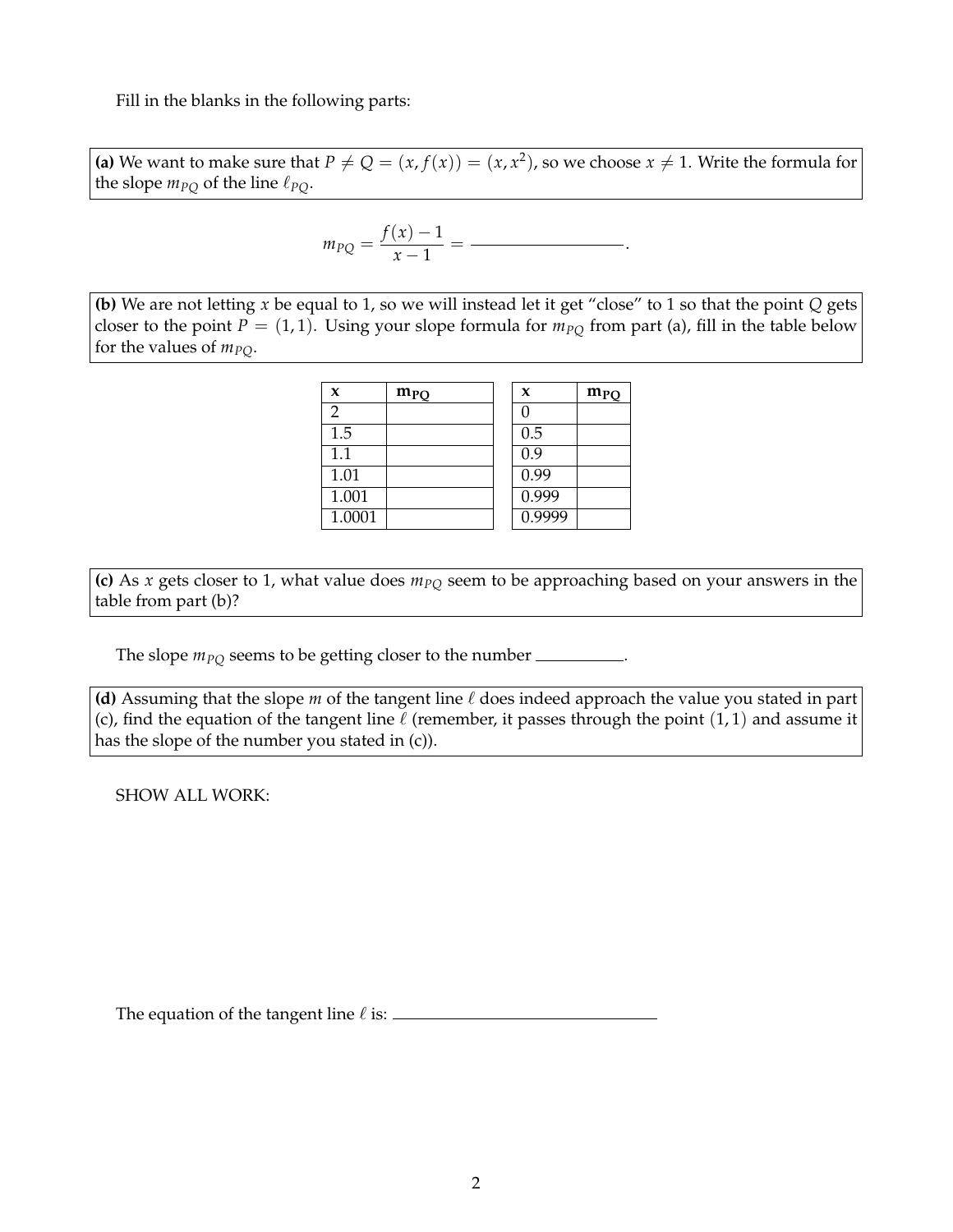Fill in the blanks in the following parts:

**(a)** We want to make sure that $P \neq Q = (x, f(x)) = (x, x^2)$, so we choose $x \neq 1$. Write the formula for the slope $m_{PQ}$ of the line $\ell_{PQ}$.

$$m_{PQ} = \frac{f(x) - 1}{x - 1} = \underline{\hspace{4cm}}.$$

**(b)** We are not letting $x$ be equal to 1, so we will instead let it get "close" to 1 so that the point $Q$ gets closer to the point $P = (1, 1)$. Using your slope formula for $m_{PQ}$ from part (a), fill in the table below for the values of $m_{PQ}$.

| **x** | $\mathbf{m_{PQ}}$ |
|---|---|
| 2 | |
| 1.5 | |
| 1.1 | |
| 1.01 | |
| 1.001 | |
| 1.0001 | |

| **x** | $\mathbf{m_{PQ}}$ |
|---|---|
| 0 | |
| 0.5 | |
| 0.9 | |
| 0.99 | |
| 0.999 | |
| 0.9999 | |

**(c)** As $x$ gets closer to 1, what value does $m_{PQ}$ seem to be approaching based on your answers in the table from part (b)?

The slope $m_{PQ}$ seems to be getting closer to the number \_\_\_\_\_\_\_\_\_\_.

**(d)** Assuming that the slope $m$ of the tangent line $\ell$ does indeed approach the value you stated in part (c), find the equation of the tangent line $\ell$ (remember, it passes through the point $(1, 1)$ and assume it has the slope of the number you stated in (c)).

SHOW ALL WORK:

The equation of the tangent line $\ell$ is: \_\_\_\_\_\_\_\_\_\_\_\_\_\_\_\_\_\_\_\_\_\_\_\_\_\_\_\_\_\_